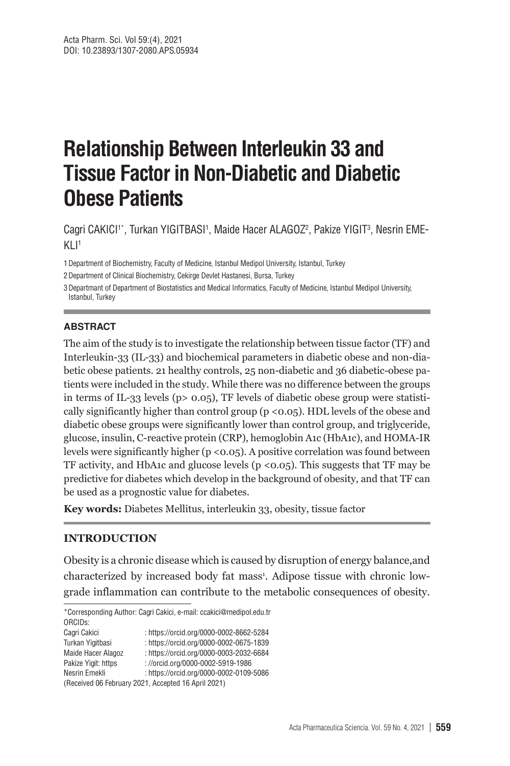# Relationship Between Interleukin 33 and Tissue Factor in Non-Diabetic and Diabetic Obese Patients

Cagri CAKICI[1*], Turkan YIGITBASI[1], Maide Hacer ALAGOZ[2], Pakize YIGIT[3], Nesrin EMEKLI[1]

1 Department of Biochemistry, Faculty of Medicine, Istanbul Medipol University, Istanbul, Turkey

2 Department of Clinical Biochemistry, Cekirge Devlet Hastanesi, Bursa, Turkey

3 Departmant of Department of Biostatistics and Medical Informatics, Faculty of Medicine, Istanbul Medipol University, Istanbul, Turkey

## ABSTRACT

The aim of the study is to investigate the relationship between tissue factor (TF) and Interleukin-33 (IL-33) and biochemical parameters in diabetic obese and non-diabetic obese patients. 21 healthy controls, 25 non-diabetic and 36 diabetic-obese patients were included in the study. While there was no difference between the groups in terms of IL-33 levels ($p > 0.05$), TF levels of diabetic obese group were statistically significantly higher than control group ($p < 0.05$). HDL levels of the obese and diabetic obese groups were significantly lower than control group, and triglyceride, glucose, insulin, C-reactive protein (CRP), hemoglobin A1c (HbA1c), and HOMA-IR levels were significantly higher ($p < 0.05$). A positive correlation was found between TF activity, and HbA1c and glucose levels ($p < 0.05$). This suggests that TF may be predictive for diabetes which develop in the background of obesity, and that TF can be used as a prognostic value for diabetes.

**Key words:** Diabetes Mellitus, interleukin 33, obesity, tissue factor

## INTRODUCTION

Obesity is a chronic disease which is caused by disruption of energy balance,and characterized by increased body fat mass[1]. Adipose tissue with chronic low-grade inflammation can contribute to the metabolic consequences of obesity.

---

*Corresponding Author: Cagri Cakici, e-mail: ccakici@medipol.edu.tr

ORCIDs:

Cagri Cakici : https://orcid.org/0000-0002-8662-5284

Turkan Yigitbasi : https://orcid.org/0000-0002-0675-1839

Maide Hacer Alagoz : https://orcid.org/0000-0003-2032-6684

Pakize Yigit: https : //orcid.org/0000-0002-5919-1986

Nesrin Emekli : https://orcid.org/0000-0002-0109-5086

(Received 06 February 2021, Accepted 16 April 2021)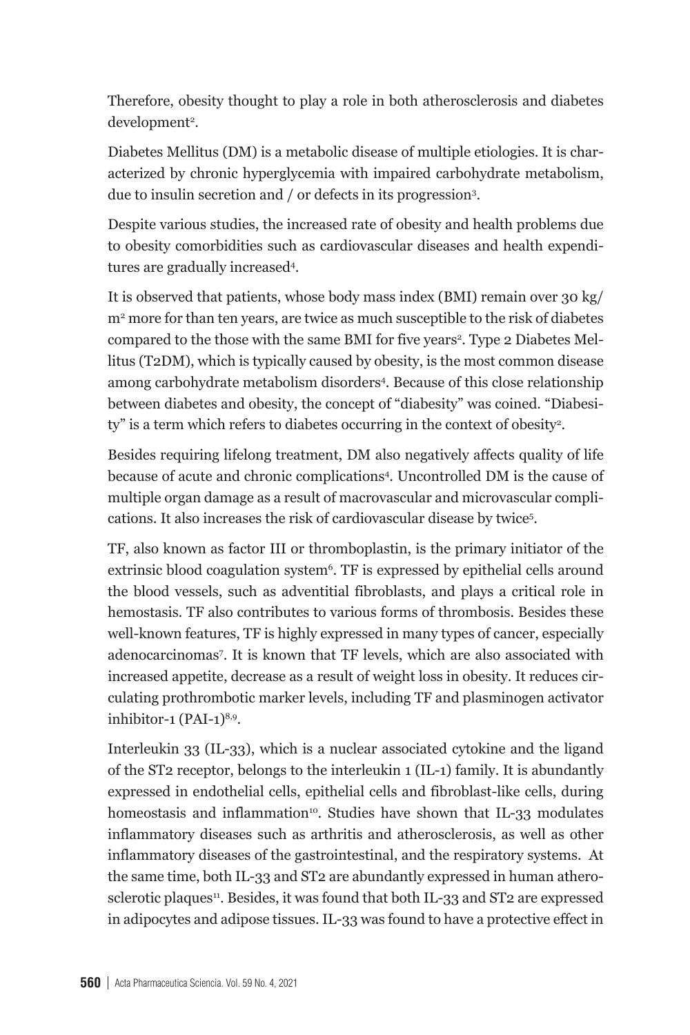Therefore, obesity thought to play a role in both atherosclerosis and diabetes development[2].

Diabetes Mellitus (DM) is a metabolic disease of multiple etiologies. It is characterized by chronic hyperglycemia with impaired carbohydrate metabolism, due to insulin secretion and / or defects in its progression[3].

Despite various studies, the increased rate of obesity and health problems due to obesity comorbidities such as cardiovascular diseases and health expenditures are gradually increased[4].

It is observed that patients, whose body mass index (BMI) remain over 30 kg/m$^2$ more for than ten years, are twice as much susceptible to the risk of diabetes compared to the those with the same BMI for five years[2]. Type 2 Diabetes Mellitus (T2DM), which is typically caused by obesity, is the most common disease among carbohydrate metabolism disorders[4]. Because of this close relationship between diabetes and obesity, the concept of "diabesity" was coined. "Diabesity" is a term which refers to diabetes occurring in the context of obesity[2].

Besides requiring lifelong treatment, DM also negatively affects quality of life because of acute and chronic complications[4]. Uncontrolled DM is the cause of multiple organ damage as a result of macrovascular and microvascular complications. It also increases the risk of cardiovascular disease by twice[5].

TF, also known as factor III or thromboplastin, is the primary initiator of the extrinsic blood coagulation system[6]. TF is expressed by epithelial cells around the blood vessels, such as adventitial fibroblasts, and plays a critical role in hemostasis. TF also contributes to various forms of thrombosis. Besides these well-known features, TF is highly expressed in many types of cancer, especially adenocarcinomas[7]. It is known that TF levels, which are also associated with increased appetite, decrease as a result of weight loss in obesity. It reduces circulating prothrombotic marker levels, including TF and plasminogen activator inhibitor-1 (PAI-1)[8,9].

Interleukin 33 (IL-33), which is a nuclear associated cytokine and the ligand of the ST2 receptor, belongs to the interleukin 1 (IL-1) family. It is abundantly expressed in endothelial cells, epithelial cells and fibroblast-like cells, during homeostasis and inflammation[10]. Studies have shown that IL-33 modulates inflammatory diseases such as arthritis and atherosclerosis, as well as other inflammatory diseases of the gastrointestinal, and the respiratory systems. At the same time, both IL-33 and ST2 are abundantly expressed in human atherosclerotic plaques[11]. Besides, it was found that both IL-33 and ST2 are expressed in adipocytes and adipose tissues. IL-33 was found to have a protective effect in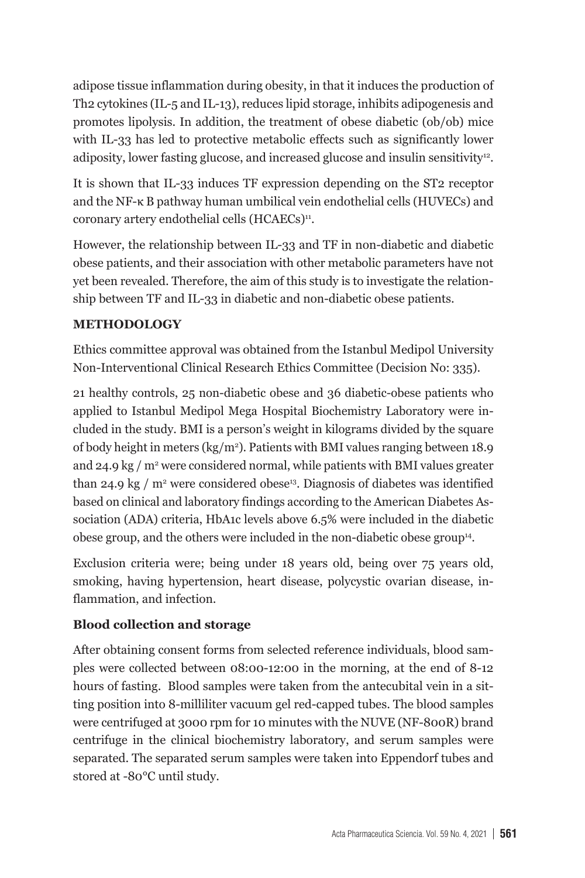adipose tissue inflammation during obesity, in that it induces the production of Th2 cytokines (IL-5 and IL-13), reduces lipid storage, inhibits adipogenesis and promotes lipolysis. In addition, the treatment of obese diabetic (ob/ob) mice with IL-33 has led to protective metabolic effects such as significantly lower adiposity, lower fasting glucose, and increased glucose and insulin sensitivity[12].

It is shown that IL-33 induces TF expression depending on the ST2 receptor and the NF-κ B pathway human umbilical vein endothelial cells (HUVECs) and coronary artery endothelial cells (HCAECs)[11].

However, the relationship between IL-33 and TF in non-diabetic and diabetic obese patients, and their association with other metabolic parameters have not yet been revealed. Therefore, the aim of this study is to investigate the relationship between TF and IL-33 in diabetic and non-diabetic obese patients.

## METHODOLOGY

Ethics committee approval was obtained from the Istanbul Medipol University Non-Interventional Clinical Research Ethics Committee (Decision No: 335).

21 healthy controls, 25 non-diabetic obese and 36 diabetic-obese patients who applied to Istanbul Medipol Mega Hospital Biochemistry Laboratory were included in the study. BMI is a person's weight in kilograms divided by the square of body height in meters (kg/m$^2$). Patients with BMI values ranging between 18.9 and 24.9 kg / m$^2$ were considered normal, while patients with BMI values greater than 24.9 kg / m$^2$ were considered obese[13]. Diagnosis of diabetes was identified based on clinical and laboratory findings according to the American Diabetes Association (ADA) criteria, HbA1c levels above 6.5% were included in the diabetic obese group, and the others were included in the non-diabetic obese group[14].

Exclusion criteria were; being under 18 years old, being over 75 years old, smoking, having hypertension, heart disease, polycystic ovarian disease, inflammation, and infection.

### Blood collection and storage

After obtaining consent forms from selected reference individuals, blood samples were collected between 08:00-12:00 in the morning, at the end of 8-12 hours of fasting. Blood samples were taken from the antecubital vein in a sitting position into 8-milliliter vacuum gel red-capped tubes. The blood samples were centrifuged at 3000 rpm for 10 minutes with the NUVE (NF-800R) brand centrifuge in the clinical biochemistry laboratory, and serum samples were separated. The separated serum samples were taken into Eppendorf tubes and stored at -80°C until study.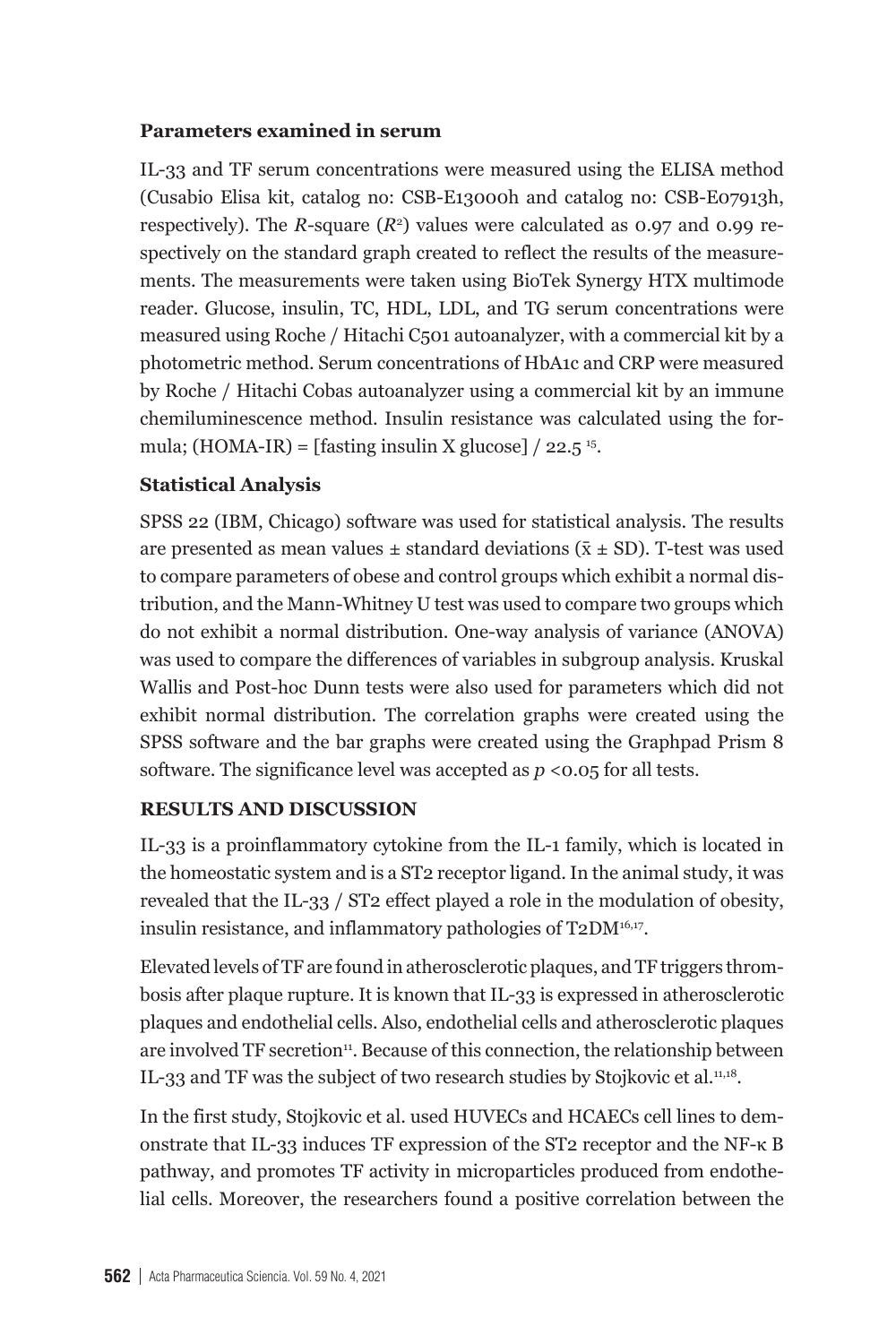### Parameters examined in serum

IL-33 and TF serum concentrations were measured using the ELISA method (Cusabio Elisa kit, catalog no: CSB-E13000h and catalog no: CSB-E07913h, respectively). The *R*-square ($R^2$) values were calculated as 0.97 and 0.99 respectively on the standard graph created to reflect the results of the measurements. The measurements were taken using BioTek Synergy HTX multimode reader. Glucose, insulin, TC, HDL, LDL, and TG serum concentrations were measured using Roche / Hitachi C501 autoanalyzer, with a commercial kit by a photometric method. Serum concentrations of HbA1c and CRP were measured by Roche / Hitachi Cobas autoanalyzer using a commercial kit by an immune chemiluminescence method. Insulin resistance was calculated using the formula; (HOMA-IR) = [fasting insulin X glucose] / 22.5 [15].

### Statistical Analysis

SPSS 22 (IBM, Chicago) software was used for statistical analysis. The results are presented as mean values ± standard deviations ($\bar{x} \pm SD$). T-test was used to compare parameters of obese and control groups which exhibit a normal distribution, and the Mann-Whitney U test was used to compare two groups which do not exhibit a normal distribution. One-way analysis of variance (ANOVA) was used to compare the differences of variables in subgroup analysis. Kruskal Wallis and Post-hoc Dunn tests were also used for parameters which did not exhibit normal distribution. The correlation graphs were created using the SPSS software and the bar graphs were created using the Graphpad Prism 8 software. The significance level was accepted as $p < 0.05$ for all tests.

## RESULTS AND DISCUSSION

IL-33 is a proinflammatory cytokine from the IL-1 family, which is located in the homeostatic system and is a ST2 receptor ligand. In the animal study, it was revealed that the IL-33 / ST2 effect played a role in the modulation of obesity, insulin resistance, and inflammatory pathologies of T2DM[16,17].

Elevated levels of TF are found in atherosclerotic plaques, and TF triggers thrombosis after plaque rupture. It is known that IL-33 is expressed in atherosclerotic plaques and endothelial cells. Also, endothelial cells and atherosclerotic plaques are involved TF secretion[11]. Because of this connection, the relationship between IL-33 and TF was the subject of two research studies by Stojkovic et al.[11,18].

In the first study, Stojkovic et al. used HUVECs and HCAECs cell lines to demonstrate that IL-33 induces TF expression of the ST2 receptor and the NF-κ B pathway, and promotes TF activity in microparticles produced from endothelial cells. Moreover, the researchers found a positive correlation between the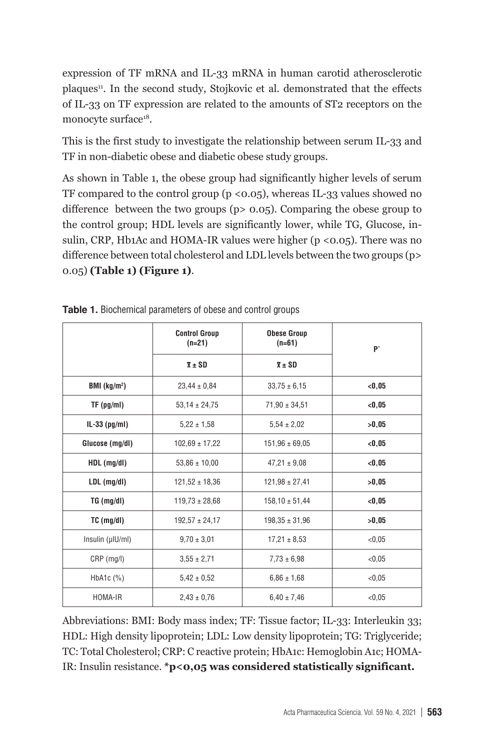expression of TF mRNA and IL-33 mRNA in human carotid atherosclerotic plaques[11]. In the second study, Stojkovic et al. demonstrated that the effects of IL-33 on TF expression are related to the amounts of ST2 receptors on the monocyte surface[18].

This is the first study to investigate the relationship between serum IL-33 and TF in non-diabetic obese and diabetic obese study groups.

As shown in Table 1, the obese group had significantly higher levels of serum TF compared to the control group ($p < 0.05$), whereas IL-33 values showed no difference between the two groups ($p > 0.05$). Comparing the obese group to the control group; HDL levels are significantly lower, while TG, Glucose, insulin, CRP, Hb1Ac and HOMA-IR values were higher ($p < 0.05$). There was no difference between total cholesterol and LDL levels between the two groups ($p > 0.05$) **(Table 1) (Figure 1)**.

**Table 1.** Biochemical parameters of obese and control groups

| | Control Group (n=21) | Obese Group (n=61) | P* |
|---|---|---|---|
| | $\bar{x} \pm SD$ | $\bar{x} \pm SD$ | |
| **BMI (kg/m$^2$)** | 23,44 ± 0,84 | 33,75 ± 6,15 | **<0,05** |
| **TF (pg/ml)** | 53,14 ± 24,75 | 71,90 ± 34,51 | **<0,05** |
| **IL-33 (pg/ml)** | 5,22 ± 1,58 | 5,54 ± 2,02 | **>0,05** |
| **Glucose (mg/dl)** | 102,69 ± 17,22 | 151,96 ± 69,05 | **<0,05** |
| **HDL (mg/dl)** | 53,86 ± 10,00 | 47,21 ± 9,08 | **<0,05** |
| **LDL (mg/dl)** | 121,52 ± 18,36 | 121,98 ± 27,41 | **>0,05** |
| **TG (mg/dl)** | 119,73 ± 28,68 | 158,10 ± 51,44 | **<0,05** |
| **TC (mg/dl)** | 192,57 ± 24,17 | 198,35 ± 31,96 | **>0,05** |
| Insulin (μIU/ml) | 9,70 ± 3,01 | 17,21 ± 8,53 | <0,05 |
| CRP (mg/l) | 3,55 ± 2,71 | 7,73 ± 6,98 | <0,05 |
| HbA1c (%) | 5,42 ± 0,52 | 6,86 ± 1,68 | <0,05 |
| HOMA-IR | 2,43 ± 0,76 | 6,40 ± 7,46 | <0,05 |

Abbreviations: BMI: Body mass index; TF: Tissue factor; IL-33: Interleukin 33; HDL: High density lipoprotein; LDL: Low density lipoprotein; TG: Triglyceride; TC: Total Cholesterol; CRP: C reactive protein; HbA1c: Hemoglobin A1c; HOMA-IR: Insulin resistance. **\*p<0,05 was considered statistically significant.**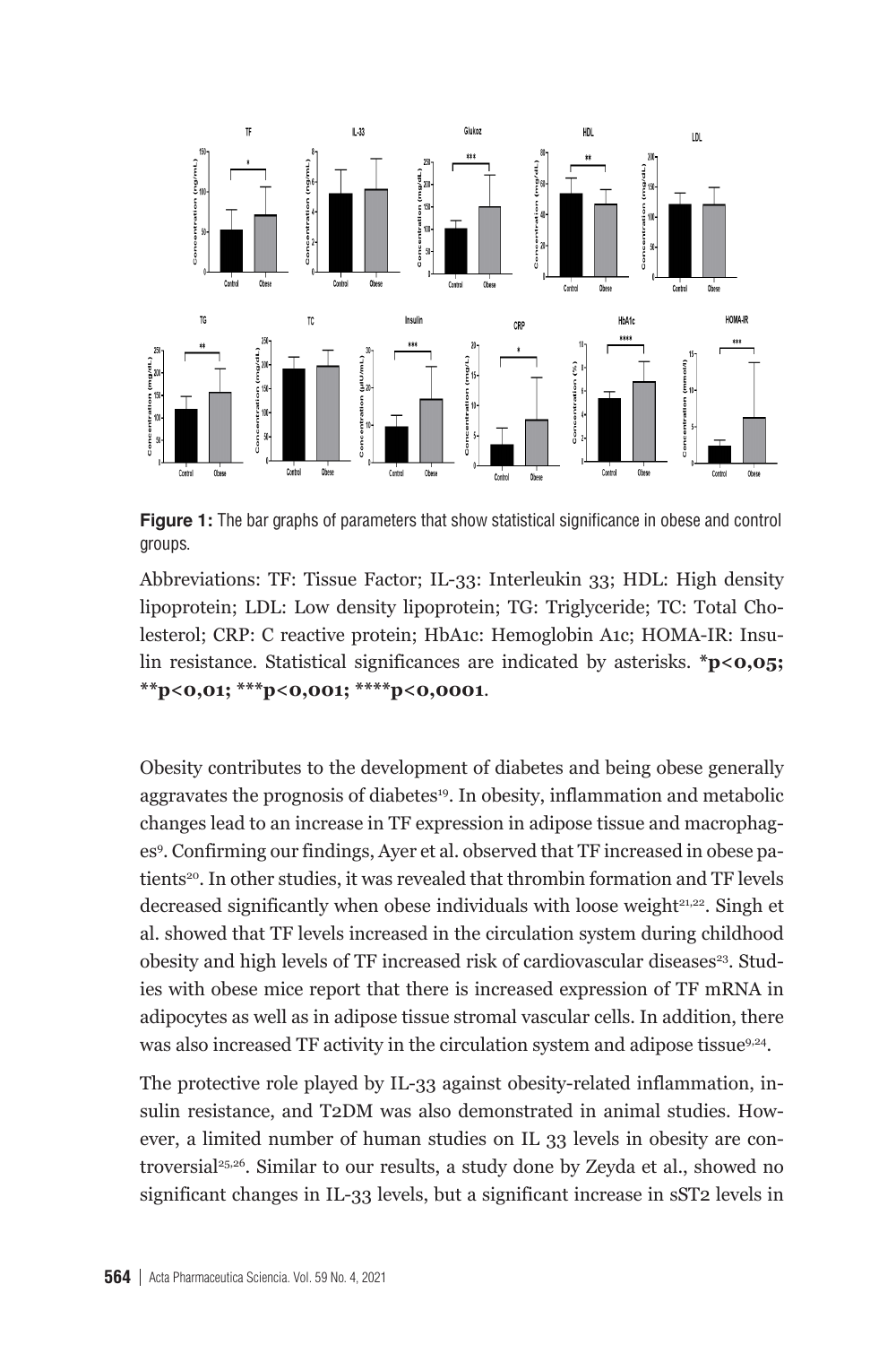**Figure 1:** The bar graphs of parameters that show statistical significance in obese and control groups.

Abbreviations: TF: Tissue Factor; IL-33: Interleukin 33; HDL: High density lipoprotein; LDL: Low density lipoprotein; TG: Triglyceride; TC: Total Cholesterol; CRP: C reactive protein; HbA1c: Hemoglobin A1c; HOMA-IR: Insulin resistance. Statistical significances are indicated by asterisks. ***p<0,05; **p<0,01; ***p<0,001; ****p<0,0001**.

Obesity contributes to the development of diabetes and being obese generally aggravates the prognosis of diabetes[19]. In obesity, inflammation and metabolic changes lead to an increase in TF expression in adipose tissue and macrophages[9]. Confirming our findings, Ayer et al. observed that TF increased in obese patients[20]. In other studies, it was revealed that thrombin formation and TF levels decreased significantly when obese individuals with loose weight[21,22]. Singh et al. showed that TF levels increased in the circulation system during childhood obesity and high levels of TF increased risk of cardiovascular diseases[23]. Studies with obese mice report that there is increased expression of TF mRNA in adipocytes as well as in adipose tissue stromal vascular cells. In addition, there was also increased TF activity in the circulation system and adipose tissue[9,24].

The protective role played by IL-33 against obesity-related inflammation, insulin resistance, and T2DM was also demonstrated in animal studies. However, a limited number of human studies on IL 33 levels in obesity are controversial[25,26]. Similar to our results, a study done by Zeyda et al., showed no significant changes in IL-33 levels, but a significant increase in sST2 levels in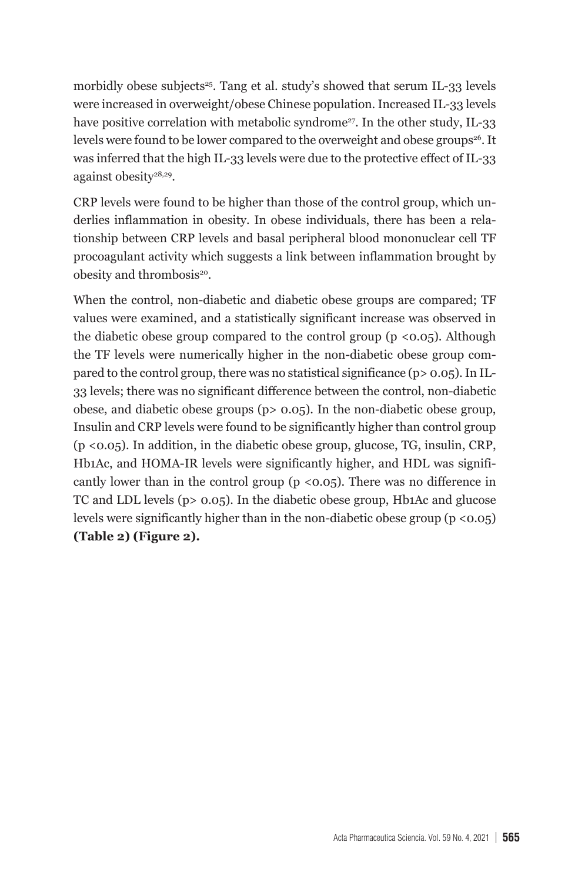morbidly obese subjects[25]. Tang et al. study's showed that serum IL-33 levels were increased in overweight/obese Chinese population. Increased IL-33 levels have positive correlation with metabolic syndrome[27]. In the other study, IL-33 levels were found to be lower compared to the overweight and obese groups[26]. It was inferred that the high IL-33 levels were due to the protective effect of IL-33 against obesity[28,29].

CRP levels were found to be higher than those of the control group, which underlies inflammation in obesity. In obese individuals, there has been a relationship between CRP levels and basal peripheral blood mononuclear cell TF procoagulant activity which suggests a link between inflammation brought by obesity and thrombosis[20].

When the control, non-diabetic and diabetic obese groups are compared; TF values were examined, and a statistically significant increase was observed in the diabetic obese group compared to the control group ($p < 0.05$). Although the TF levels were numerically higher in the non-diabetic obese group compared to the control group, there was no statistical significance ($p > 0.05$). In IL-33 levels; there was no significant difference between the control, non-diabetic obese, and diabetic obese groups ($p > 0.05$). In the non-diabetic obese group, Insulin and CRP levels were found to be significantly higher than control group ($p < 0.05$). In addition, in the diabetic obese group, glucose, TG, insulin, CRP, Hb1Ac, and HOMA-IR levels were significantly higher, and HDL was significantly lower than in the control group ($p < 0.05$). There was no difference in TC and LDL levels ($p > 0.05$). In the diabetic obese group, Hb1Ac and glucose levels were significantly higher than in the non-diabetic obese group ($p < 0.05$) **(Table 2) (Figure 2).**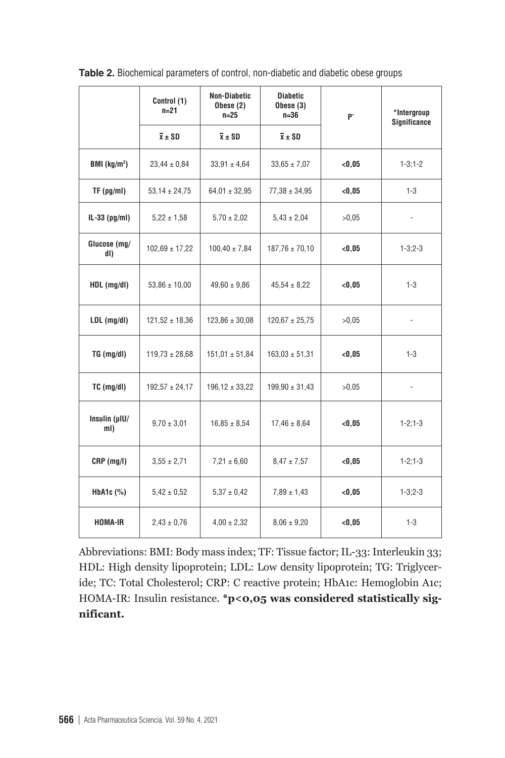**Table 2.** Biochemical parameters of control, non-diabetic and diabetic obese groups

| | Control (1) n=21 | Non-Diabetic Obese (2) n=25 | Diabetic Obese (3) n=36 | P* | *Intergroup Significance |
|---|---|---|---|---|---|
| | $\bar{x} \pm SD$ | $\bar{x} \pm SD$ | $\bar{x} \pm SD$ | | |
| BMI (kg/m²) | 23,44 ± 0,84 | 33,91 ± 4,64 | 33,65 ± 7,07 | **<0,05** | 1-3;1-2 |
| TF (pg/ml) | 53,14 ± 24,75 | 64,01 ± 32,95 | 77,38 ± 34,95 | **<0,05** | 1-3 |
| IL-33 (pg/ml) | 5,22 ± 1,58 | 5,70 ± 2,02 | 5,43 ± 2,04 | >0,05 | - |
| Glucose (mg/dl) | 102,69 ± 17,22 | 100,40 ± 7,84 | 187,76 ± 70,10 | **<0,05** | 1-3;2-3 |
| HDL (mg/dl) | 53,86 ± 10,00 | 49,60 ± 9,86 | 45,54 ± 8,22 | **<0,05** | 1-3 |
| LDL (mg/dl) | 121,52 ± 18,36 | 123,86 ± 30,08 | 120,67 ± 25,75 | >0,05 | - |
| TG (mg/dl) | 119,73 ± 28,68 | 151,01 ± 51,84 | 163,03 ± 51,31 | **<0,05** | 1-3 |
| TC (mg/dl) | 192,57 ± 24,17 | 196,12 ± 33,22 | 199,90 ± 31,43 | >0,05 | - |
| Insulin (µIU/ml) | 9,70 ± 3,01 | 16,85 ± 8,54 | 17,46 ± 8,64 | **<0,05** | 1-2;1-3 |
| CRP (mg/l) | 3,55 ± 2,71 | 7,21 ± 6,60 | 8,47 ± 7,57 | **<0,05** | 1-2;1-3 |
| HbA1c (%) | 5,42 ± 0,52 | 5,37 ± 0,42 | 7,89 ± 1,43 | **<0,05** | 1-3;2-3 |
| HOMA-IR | 2,43 ± 0,76 | 4,00 ± 2,32 | 8,06 ± 9,20 | **<0,05** | 1-3 |

Abbreviations: BMI: Body mass index; TF: Tissue factor; IL-33: Interleukin 33; HDL: High density lipoprotein; LDL: Low density lipoprotein; TG: Triglyceride; TC: Total Cholesterol; CRP: C reactive protein; HbA1c: Hemoglobin A1c; HOMA-IR: Insulin resistance. ***p<0,05 was considered statistically significant.**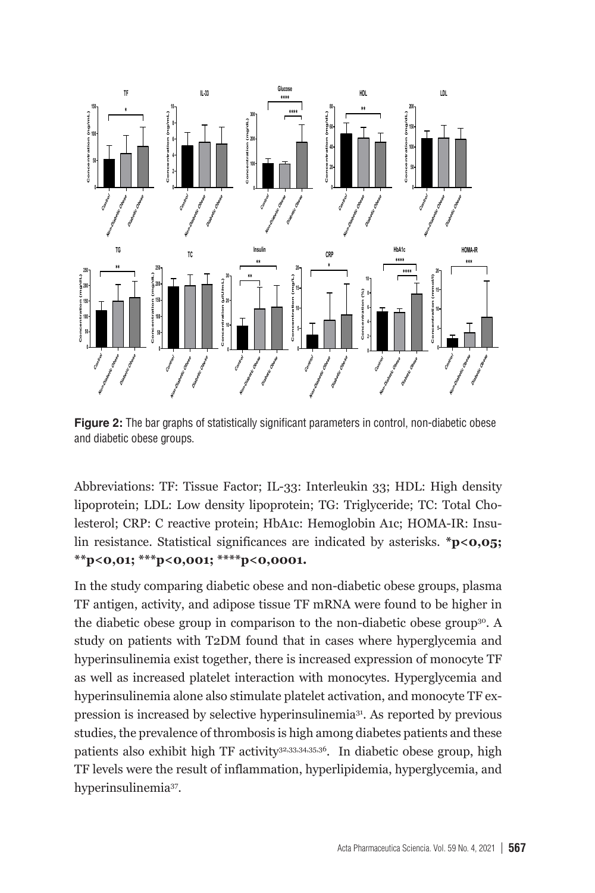**Figure 2:** The bar graphs of statistically significant parameters in control, non-diabetic obese and diabetic obese groups.

Abbreviations: TF: Tissue Factor; IL-33: Interleukin 33; HDL: High density lipoprotein; LDL: Low density lipoprotein; TG: Triglyceride; TC: Total Cholesterol; CRP: C reactive protein; HbA1c: Hemoglobin A1c; HOMA-IR: Insulin resistance. Statistical significances are indicated by asterisks. ***p<0,05; **p<0,01; ***p<0,001; ****p<0,0001.**

In the study comparing diabetic obese and non-diabetic obese groups, plasma TF antigen, activity, and adipose tissue TF mRNA were found to be higher in the diabetic obese group in comparison to the non-diabetic obese group[30]. A study on patients with T2DM found that in cases where hyperglycemia and hyperinsulinemia exist together, there is increased expression of monocyte TF as well as increased platelet interaction with monocytes. Hyperglycemia and hyperinsulinemia alone also stimulate platelet activation, and monocyte TF expression is increased by selective hyperinsulinemia[31]. As reported by previous studies, the prevalence of thrombosis is high among diabetes patients and these patients also exhibit high TF activity[32,33,34,35,36]. In diabetic obese group, high TF levels were the result of inflammation, hyperlipidemia, hyperglycemia, and hyperinsulinemia[37].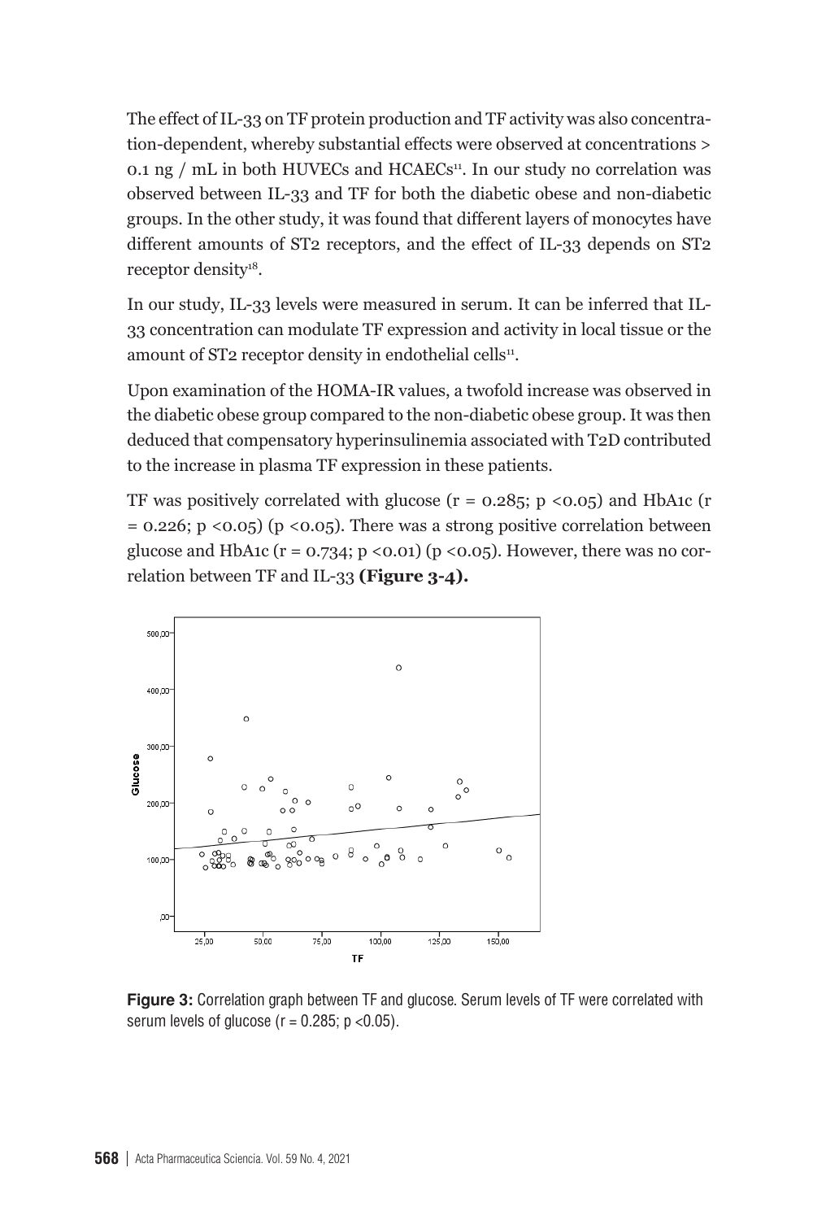The effect of IL-33 on TF protein production and TF activity was also concentration-dependent, whereby substantial effects were observed at concentrations > 0.1 ng / mL in both HUVECs and HCAECs[11]. In our study no correlation was observed between IL-33 and TF for both the diabetic obese and non-diabetic groups. In the other study, it was found that different layers of monocytes have different amounts of ST2 receptors, and the effect of IL-33 depends on ST2 receptor density[18].

In our study, IL-33 levels were measured in serum. It can be inferred that IL-33 concentration can modulate TF expression and activity in local tissue or the amount of ST2 receptor density in endothelial cells[11].

Upon examination of the HOMA-IR values, a twofold increase was observed in the diabetic obese group compared to the non-diabetic obese group. It was then deduced that compensatory hyperinsulinemia associated with T2D contributed to the increase in plasma TF expression in these patients.

TF was positively correlated with glucose ($r = 0.285$; $p < 0.05$) and HbA1c ($r = 0.226$; $p < 0.05$) ($p < 0.05$). There was a strong positive correlation between glucose and HbA1c ($r = 0.734$; $p < 0.01$) ($p < 0.05$). However, there was no correlation between TF and IL-33 **(Figure 3-4).**

**Figure 3:** Correlation graph between TF and glucose. Serum levels of TF were correlated with serum levels of glucose ($r = 0.285$; $p < 0.05$).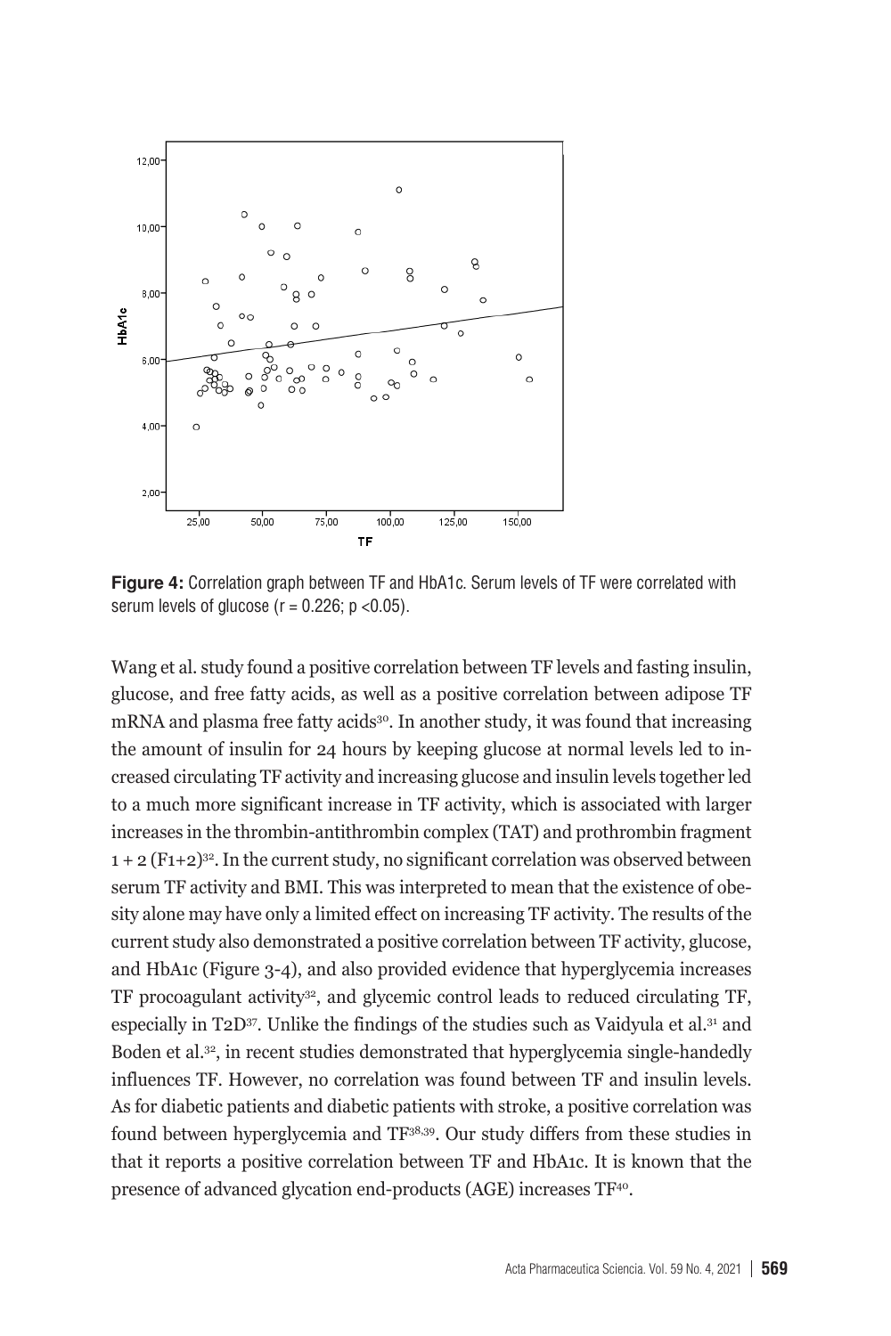**Figure 4:** Correlation graph between TF and HbA1c. Serum levels of TF were correlated with serum levels of glucose ($r = 0.226$; $p < 0.05$).

Wang et al. study found a positive correlation between TF levels and fasting insulin, glucose, and free fatty acids, as well as a positive correlation between adipose TF mRNA and plasma free fatty acids[30]. In another study, it was found that increasing the amount of insulin for 24 hours by keeping glucose at normal levels led to increased circulating TF activity and increasing glucose and insulin levels together led to a much more significant increase in TF activity, which is associated with larger increases in the thrombin-antithrombin complex (TAT) and prothrombin fragment 1 + 2 (F1+2)[32]. In the current study, no significant correlation was observed between serum TF activity and BMI. This was interpreted to mean that the existence of obesity alone may have only a limited effect on increasing TF activity. The results of the current study also demonstrated a positive correlation between TF activity, glucose, and HbA1c (Figure 3-4), and also provided evidence that hyperglycemia increases TF procoagulant activity[32], and glycemic control leads to reduced circulating TF, especially in T2D[37]. Unlike the findings of the studies such as Vaidyula et al.[31] and Boden et al.[32], in recent studies demonstrated that hyperglycemia single-handedly influences TF. However, no correlation was found between TF and insulin levels. As for diabetic patients and diabetic patients with stroke, a positive correlation was found between hyperglycemia and TF[38,39]. Our study differs from these studies in that it reports a positive correlation between TF and HbA1c. It is known that the presence of advanced glycation end-products (AGE) increases TF[40].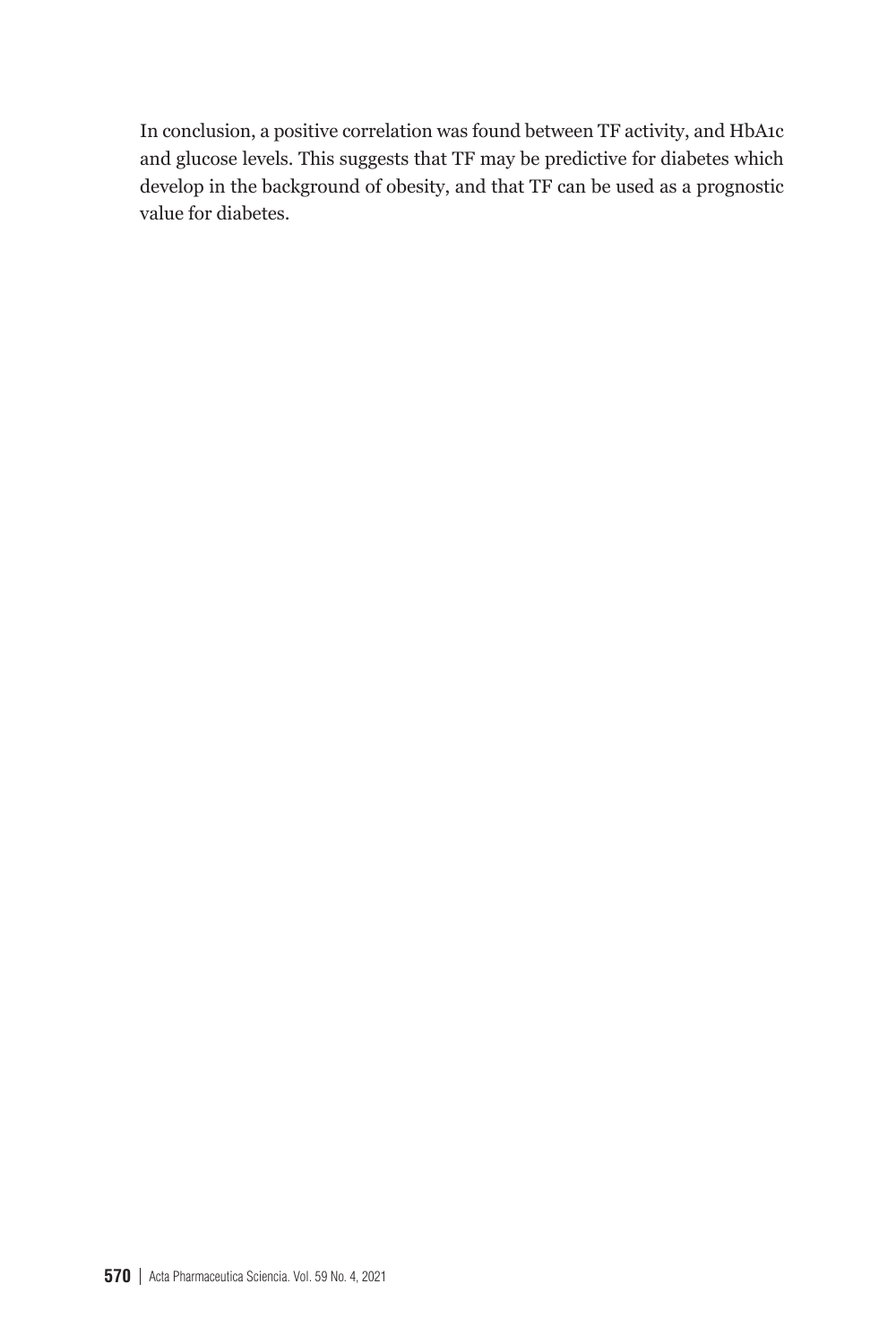In conclusion, a positive correlation was found between TF activity, and HbA1c and glucose levels. This suggests that TF may be predictive for diabetes which develop in the background of obesity, and that TF can be used as a prognostic value for diabetes.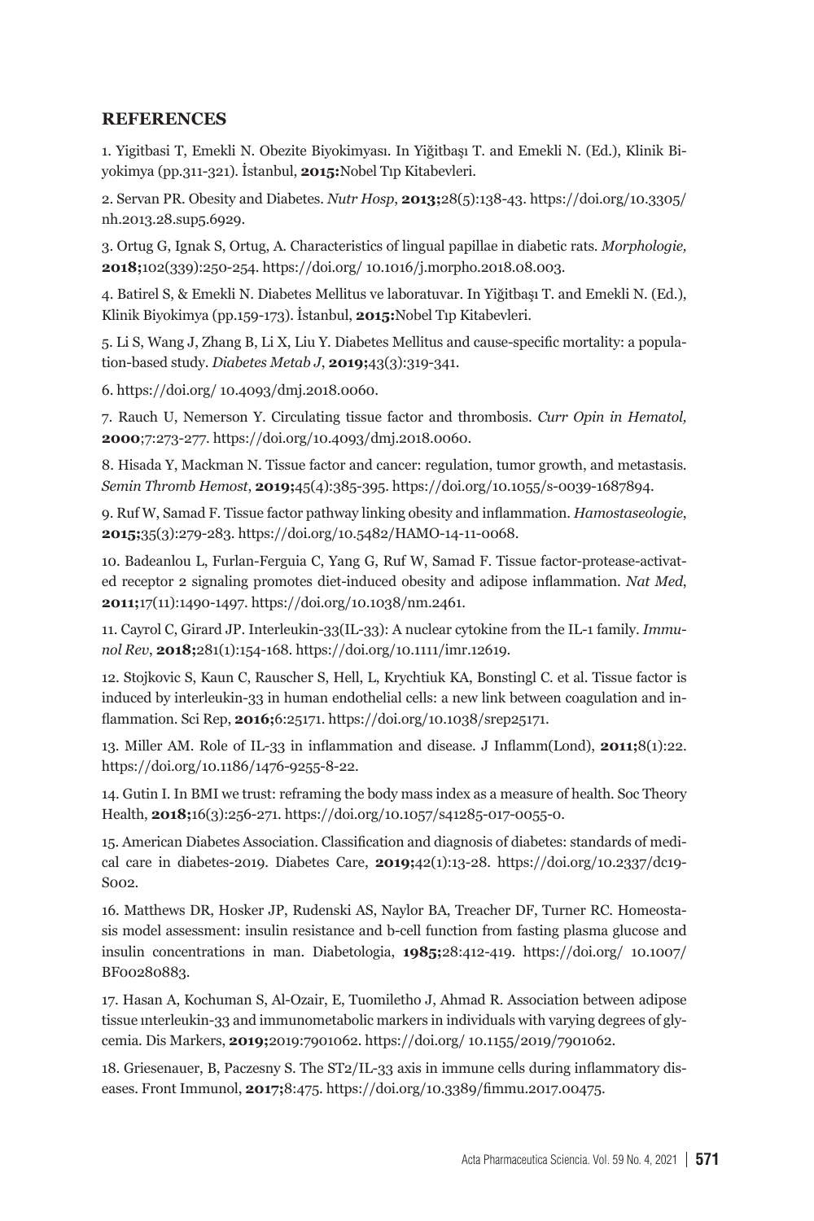## REFERENCES

1. Yigitbasi T, Emekli N. Obezite Biyokimyası. In Yiğitbaşı T. and Emekli N. (Ed.), Klinik Biyokimya (pp.311-321). İstanbul, **2015:**Nobel Tıp Kitabevleri.

2. Servan PR. Obesity and Diabetes. *Nutr Hosp*, **2013;**28(5):138-43. https://doi.org/10.3305/nh.2013.28.sup5.6929.

3. Ortug G, Ignak S, Ortug, A. Characteristics of lingual papillae in diabetic rats. *Morphologie,* **2018;**102(339):250-254. https://doi.org/ 10.1016/j.morpho.2018.08.003.

4. Batirel S, & Emekli N. Diabetes Mellitus ve laboratuvar. In Yiğitbaşı T. and Emekli N. (Ed.), Klinik Biyokimya (pp.159-173). İstanbul, **2015:**Nobel Tıp Kitabevleri.

5. Li S, Wang J, Zhang B, Li X, Liu Y. Diabetes Mellitus and cause-specific mortality: a population-based study. *Diabetes Metab J*, **2019;**43(3):319-341.

6. https://doi.org/ 10.4093/dmj.2018.0060.

7. Rauch U, Nemerson Y. Circulating tissue factor and thrombosis. *Curr Opin in Hematol,* **2000**;7:273-277. https://doi.org/10.4093/dmj.2018.0060.

8. Hisada Y, Mackman N. Tissue factor and cancer: regulation, tumor growth, and metastasis. *Semin Thromb Hemost*, **2019;**45(4):385-395. https://doi.org/10.1055/s-0039-1687894.

9. Ruf W, Samad F. Tissue factor pathway linking obesity and inflammation. *Hamostaseologie*, **2015;**35(3):279-283. https://doi.org/10.5482/HAMO-14-11-0068.

10. Badeanlou L, Furlan-Ferguia C, Yang G, Ruf W, Samad F. Tissue factor-protease-activated receptor 2 signaling promotes diet-induced obesity and adipose inflammation. *Nat Med*, **2011;**17(11):1490-1497. https://doi.org/10.1038/nm.2461.

11. Cayrol C, Girard JP. Interleukin-33(IL-33): A nuclear cytokine from the IL-1 family. *Immunol Rev*, **2018;**281(1):154-168. https://doi.org/10.1111/imr.12619.

12. Stojkovic S, Kaun C, Rauscher S, Hell, L, Krychtiuk KA, Bonstingl C. et al. Tissue factor is induced by interleukin-33 in human endothelial cells: a new link between coagulation and inflammation. Sci Rep, **2016;**6:25171. https://doi.org/10.1038/srep25171.

13. Miller AM. Role of IL-33 in inflammation and disease. J Inflamm(Lond), **2011;**8(1):22. https://doi.org/10.1186/1476-9255-8-22.

14. Gutin I. In BMI we trust: reframing the body mass index as a measure of health. Soc Theory Health, **2018;**16(3):256-271. https://doi.org/10.1057/s41285-017-0055-0.

15. American Diabetes Association. Classification and diagnosis of diabetes: standards of medical care in diabetes-2019. Diabetes Care, **2019;**42(1):13-28. https://doi.org/10.2337/dc19-S002.

16. Matthews DR, Hosker JP, Rudenski AS, Naylor BA, Treacher DF, Turner RC. Homeostasis model assessment: insulin resistance and b-cell function from fasting plasma glucose and insulin concentrations in man. Diabetologia, **1985;**28:412-419. https://doi.org/ 10.1007/BF00280883.

17. Hasan A, Kochuman S, Al-Ozair, E, Tuomiletho J, Ahmad R. Association between adipose tissue ınterleukin-33 and immunometabolic markers in individuals with varying degrees of glycemia. Dis Markers, **2019;**2019:7901062. https://doi.org/ 10.1155/2019/7901062.

18. Griesenauer, B, Paczesny S. The ST2/IL-33 axis in immune cells during inflammatory diseases. Front Immunol, **2017;**8:475. https://doi.org/10.3389/fimmu.2017.00475.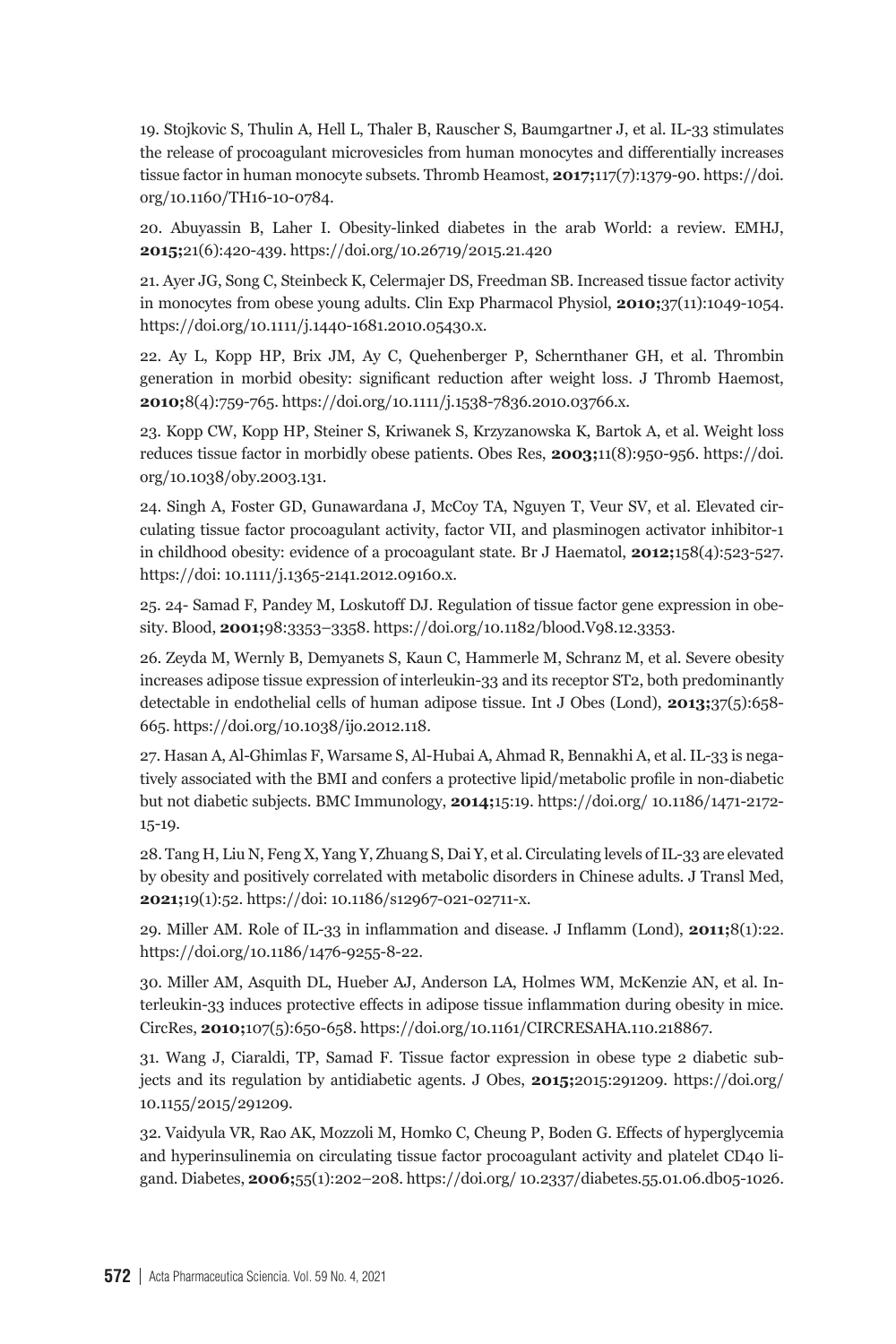19. Stojkovic S, Thulin A, Hell L, Thaler B, Rauscher S, Baumgartner J, et al. IL-33 stimulates the release of procoagulant microvesicles from human monocytes and differentially increases tissue factor in human monocyte subsets. Thromb Heamost, **2017;**117(7):1379-90. https://doi.org/10.1160/TH16-10-0784.

20. Abuyassin B, Laher I. Obesity-linked diabetes in the arab World: a review. EMHJ, **2015;**21(6):420-439. https://doi.org/10.26719/2015.21.420

21. Ayer JG, Song C, Steinbeck K, Celermajer DS, Freedman SB. Increased tissue factor activity in monocytes from obese young adults. Clin Exp Pharmacol Physiol, **2010;**37(11):1049-1054. https://doi.org/10.1111/j.1440-1681.2010.05430.x.

22. Ay L, Kopp HP, Brix JM, Ay C, Quehenberger P, Schernthaner GH, et al. Thrombin generation in morbid obesity: significant reduction after weight loss. J Thromb Haemost, **2010;**8(4):759-765. https://doi.org/10.1111/j.1538-7836.2010.03766.x.

23. Kopp CW, Kopp HP, Steiner S, Kriwanek S, Krzyzanowska K, Bartok A, et al. Weight loss reduces tissue factor in morbidly obese patients. Obes Res, **2003;**11(8):950-956. https://doi.org/10.1038/oby.2003.131.

24. Singh A, Foster GD, Gunawardana J, McCoy TA, Nguyen T, Veur SV, et al. Elevated circulating tissue factor procoagulant activity, factor VII, and plasminogen activator inhibitor-1 in childhood obesity: evidence of a procoagulant state. Br J Haematol, **2012;**158(4):523-527. https://doi: 10.1111/j.1365-2141.2012.09160.x.

25. 24- Samad F, Pandey M, Loskutoff DJ. Regulation of tissue factor gene expression in obesity. Blood, **2001;**98:3353–3358. https://doi.org/10.1182/blood.V98.12.3353.

26. Zeyda M, Wernly B, Demyanets S, Kaun C, Hammerle M, Schranz M, et al. Severe obesity increases adipose tissue expression of interleukin-33 and its receptor ST2, both predominantly detectable in endothelial cells of human adipose tissue. Int J Obes (Lond), **2013;**37(5):658-665. https://doi.org/10.1038/ijo.2012.118.

27. Hasan A, Al-Ghimlas F, Warsame S, Al-Hubai A, Ahmad R, Bennakhi A, et al. IL-33 is negatively associated with the BMI and confers a protective lipid/metabolic profile in non-diabetic but not diabetic subjects. BMC Immunology, **2014;**15:19. https://doi.org/ 10.1186/1471-2172-15-19.

28. Tang H, Liu N, Feng X, Yang Y, Zhuang S, Dai Y, et al. Circulating levels of IL-33 are elevated by obesity and positively correlated with metabolic disorders in Chinese adults. J Transl Med, **2021;**19(1):52. https://doi: 10.1186/s12967-021-02711-x.

29. Miller AM. Role of IL-33 in inflammation and disease. J Inflamm (Lond), **2011;**8(1):22. https://doi.org/10.1186/1476-9255-8-22.

30. Miller AM, Asquith DL, Hueber AJ, Anderson LA, Holmes WM, McKenzie AN, et al. Interleukin-33 induces protective effects in adipose tissue inflammation during obesity in mice. CircRes, **2010;**107(5):650-658. https://doi.org/10.1161/CIRCRESAHA.110.218867.

31. Wang J, Ciaraldi, TP, Samad F. Tissue factor expression in obese type 2 diabetic subjects and its regulation by antidiabetic agents. J Obes, **2015;**2015:291209. https://doi.org/ 10.1155/2015/291209.

32. Vaidyula VR, Rao AK, Mozzoli M, Homko C, Cheung P, Boden G. Effects of hyperglycemia and hyperinsulinemia on circulating tissue factor procoagulant activity and platelet CD40 ligand. Diabetes, **2006;**55(1):202–208. https://doi.org/ 10.2337/diabetes.55.01.06.db05-1026.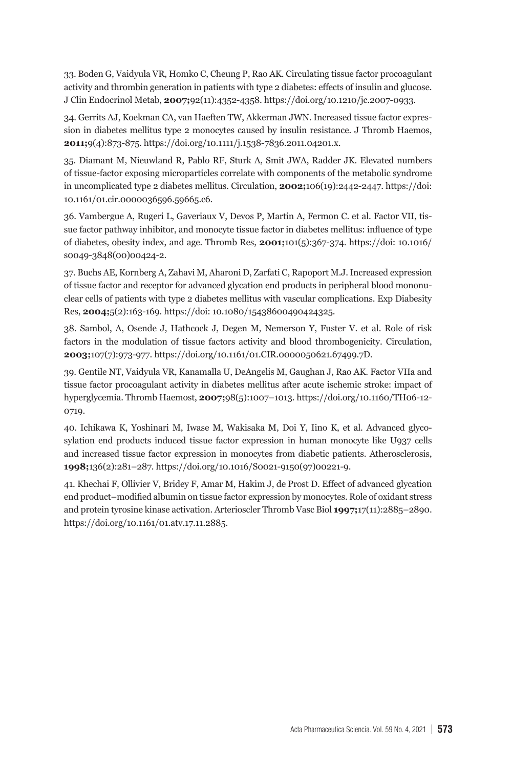33. Boden G, Vaidyula VR, Homko C, Cheung P, Rao AK. Circulating tissue factor procoagulant activity and thrombin generation in patients with type 2 diabetes: effects of insulin and glucose. J Clin Endocrinol Metab, **2007;**92(11):4352-4358. https://doi.org/10.1210/jc.2007-0933.

34. Gerrits AJ, Koekman CA, van Haeften TW, Akkerman JWN. Increased tissue factor expression in diabetes mellitus type 2 monocytes caused by insulin resistance. J Thromb Haemos, **2011;**9(4):873-875. https://doi.org/10.1111/j.1538-7836.2011.04201.x.

35. Diamant M, Nieuwland R, Pablo RF, Sturk A, Smit JWA, Radder JK. Elevated numbers of tissue-factor exposing microparticles correlate with components of the metabolic syndrome in uncomplicated type 2 diabetes mellitus. Circulation, **2002;**106(19):2442-2447. https://doi: 10.1161/01.cir.0000036596.59665.c6.

36. Vambergue A, Rugeri L, Gaveriaux V, Devos P, Martin A, Fermon C. et al. Factor VII, tissue factor pathway inhibitor, and monocyte tissue factor in diabetes mellitus: influence of type of diabetes, obesity index, and age. Thromb Res, **2001;**101(5):367-374. https://doi: 10.1016/s0049-3848(00)00424-2.

37. Buchs AE, Kornberg A, Zahavi M, Aharoni D, Zarfati C, Rapoport M.J. Increased expression of tissue factor and receptor for advanced glycation end products in peripheral blood mononuclear cells of patients with type 2 diabetes mellitus with vascular complications. Exp Diabesity Res, **2004;**5(2):163-169. https://doi: 10.1080/15438600490424325.

38. Sambol, A, Osende J, Hathcock J, Degen M, Nemerson Y, Fuster V. et al. Role of risk factors in the modulation of tissue factors activity and blood thrombogenicity. Circulation, **2003;**107(7):973-977. https://doi.org/10.1161/01.CIR.0000050621.67499.7D.

39. Gentile NT, Vaidyula VR, Kanamalla U, DeAngelis M, Gaughan J, Rao AK. Factor VIIa and tissue factor procoagulant activity in diabetes mellitus after acute ischemic stroke: impact of hyperglycemia. Thromb Haemost, **2007;**98(5):1007–1013. https://doi.org/10.1160/TH06-12-0719.

40. Ichikawa K, Yoshinari M, Iwase M, Wakisaka M, Doi Y, Iino K, et al. Advanced glycosylation end products induced tissue factor expression in human monocyte like U937 cells and increased tissue factor expression in monocytes from diabetic patients. Atherosclerosis, **1998;**136(2):281–287. https://doi.org/10.1016/S0021-9150(97)00221-9.

41. Khechai F, Ollivier V, Bridey F, Amar M, Hakim J, de Prost D. Effect of advanced glycation end product–modified albumin on tissue factor expression by monocytes. Role of oxidant stress and protein tyrosine kinase activation. Arterioscler Thromb Vasc Biol **1997;**17(11):2885–2890. https://doi.org/10.1161/01.atv.17.11.2885.